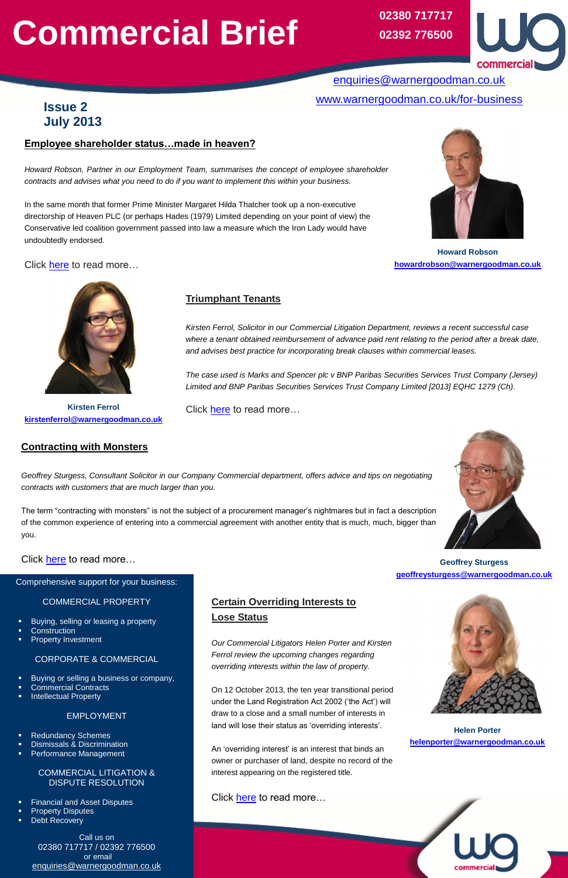# Commercial Brief

02380 717717
02392 776500

enquiries@warnergoodman.co.uk

www.warnergoodman.co.uk/for-business

**Issue 2**
**July 2013**

## Employee shareholder status…made in heaven?

*Howard Robson, Partner in our Employment Team, summarises the concept of employee shareholder contracts and advises what you need to do if you want to implement this within your business.*

In the same month that former Prime Minister Margaret Hilda Thatcher took up a non-executive directorship of Heaven PLC (or perhaps Hades (1979) Limited depending on your point of view) the Conservative led coalition government passed into law a measure which the Iron Lady would have undoubtedly endorsed.

Click here to read more…

**Howard Robson**
**howardrobson@warnergoodman.co.uk**

## Triumphant Tenants

*Kirsten Ferrol, Solicitor in our Commercial Litigation Department, reviews a recent successful case where a tenant obtained reimbursement of advance paid rent relating to the period after a break date, and advises best practice for incorporating break clauses within commercial leases.*

*The case used is Marks and Spencer plc v BNP Paribas Securities Services Trust Company (Jersey) Limited and BNP Paribas Securities Services Trust Company Limited [2013] EQHC 1279 (Ch).*

Click here to read more…

**Kirsten Ferrol**
**kirstenferrol@warnergoodman.co.uk**

## Contracting with Monsters

*Geoffrey Sturgess, Consultant Solicitor in our Company Commercial department, offers advice and tips on negotiating contracts with customers that are much larger than you.*

The term "contracting with monsters" is not the subject of a procurement manager's nightmares but in fact a description of the common experience of entering into a commercial agreement with another entity that is much, much, bigger than you.

Click here to read more…

**Geoffrey Sturgess**
**geoffreysturgess@warnergoodman.co.uk**

## Certain Overriding Interests to Lose Status

*Our Commercial Litigators Helen Porter and Kirsten Ferrol review the upcoming changes regarding overriding interests within the law of property.*

On 12 October 2013, the ten year transitional period under the Land Registration Act 2002 ('the Act') will draw to a close and a small number of interests in land will lose their status as 'overriding interests'.

An 'overriding interest' is an interest that binds an owner or purchaser of land, despite no record of the interest appearing on the registered title.

Click here to read more…

**Helen Porter**
**helenporter@warnergoodman.co.uk**

---

Comprehensive support for your business:

### COMMERCIAL PROPERTY

- Buying, selling or leasing a property
- Construction
- Property Investment

### CORPORATE & COMMERCIAL

- Buying or selling a business or company,
- Commercial Contracts
- Intellectual Property

### EMPLOYMENT

- Redundancy Schemes
- Dismissals & Discrimination
- Performance Management

### COMMERCIAL LITIGATION & DISPUTE RESOLUTION

- Financial and Asset Disputes
- Property Disputes
- Debt Recovery

Call us on
02380 717717 / 02392 776500
or email
enquiries@warnergoodman.co.uk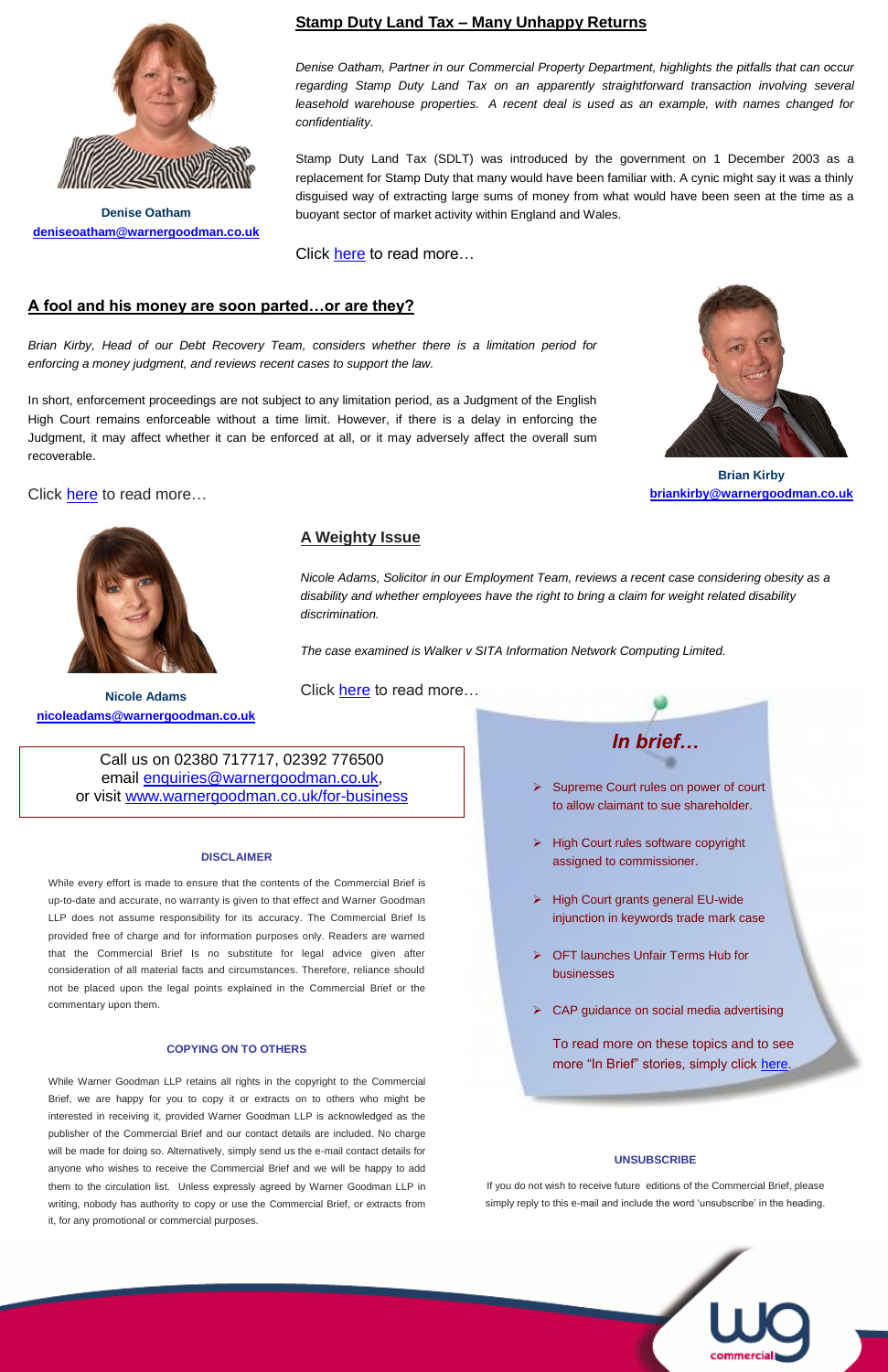## Stamp Duty Land Tax – Many Unhappy Returns

**Denise Oatham**
**deniseoatham@warnergoodman.co.uk**

*Denise Oatham, Partner in our Commercial Property Department, highlights the pitfalls that can occur regarding Stamp Duty Land Tax on an apparently straightforward transaction involving several leasehold warehouse properties. A recent deal is used as an example, with names changed for confidentiality.*

Stamp Duty Land Tax (SDLT) was introduced by the government on 1 December 2003 as a replacement for Stamp Duty that many would have been familiar with. A cynic might say it was a thinly disguised way of extracting large sums of money from what would have been seen at the time as a buoyant sector of market activity within England and Wales.

Click here to read more…

## A fool and his money are soon parted…or are they?

*Brian Kirby, Head of our Debt Recovery Team, considers whether there is a limitation period for enforcing a money judgment, and reviews recent cases to support the law.*

In short, enforcement proceedings are not subject to any limitation period, as a Judgment of the English High Court remains enforceable without a time limit. However, if there is a delay in enforcing the Judgment, it may affect whether it can be enforced at all, or it may adversely affect the overall sum recoverable.

Click here to read more…

**Brian Kirby**
**briankirby@warnergoodman.co.uk**

## A Weighty Issue

**Nicole Adams**
**nicoleadams@warnergoodman.co.uk**

*Nicole Adams, Solicitor in our Employment Team, reviews a recent case considering obesity as a disability and whether employees have the right to bring a claim for weight related disability discrimination.*

*The case examined is Walker v SITA Information Network Computing Limited.*

Click here to read more…

Call us on 02380 717717, 02392 776500
email enquiries@warnergoodman.co.uk,
or visit www.warnergoodman.co.uk/for-business

## *In brief…*

- Supreme Court rules on power of court to allow claimant to sue shareholder.
- High Court rules software copyright assigned to commissioner.
- High Court grants general EU-wide injunction in keywords trade mark case
- OFT launches Unfair Terms Hub for businesses
- CAP guidance on social media advertising

To read more on these topics and to see more "In Brief" stories, simply click here.

### DISCLAIMER

While every effort is made to ensure that the contents of the Commercial Brief is up-to-date and accurate, no warranty is given to that effect and Warner Goodman LLP does not assume responsibility for its accuracy. The Commercial Brief Is provided free of charge and for information purposes only. Readers are warned that the Commercial Brief Is no substitute for legal advice given after consideration of all material facts and circumstances. Therefore, reliance should not be placed upon the legal points explained in the Commercial Brief or the commentary upon them.

### COPYING ON TO OTHERS

While Warner Goodman LLP retains all rights in the copyright to the Commercial Brief, we are happy for you to copy it or extracts on to others who might be interested in receiving it, provided Warner Goodman LLP is acknowledged as the publisher of the Commercial Brief and our contact details are included. No charge will be made for doing so. Alternatively, simply send us the e-mail contact details for anyone who wishes to receive the Commercial Brief and we will be happy to add them to the circulation list. Unless expressly agreed by Warner Goodman LLP in writing, nobody has authority to copy or use the Commercial Brief, or extracts from it, for any promotional or commercial purposes.

### UNSUBSCRIBE

If you do not wish to receive future editions of the Commercial Brief, please simply reply to this e-mail and include the word 'unsubscribe' in the heading.

wg commercial